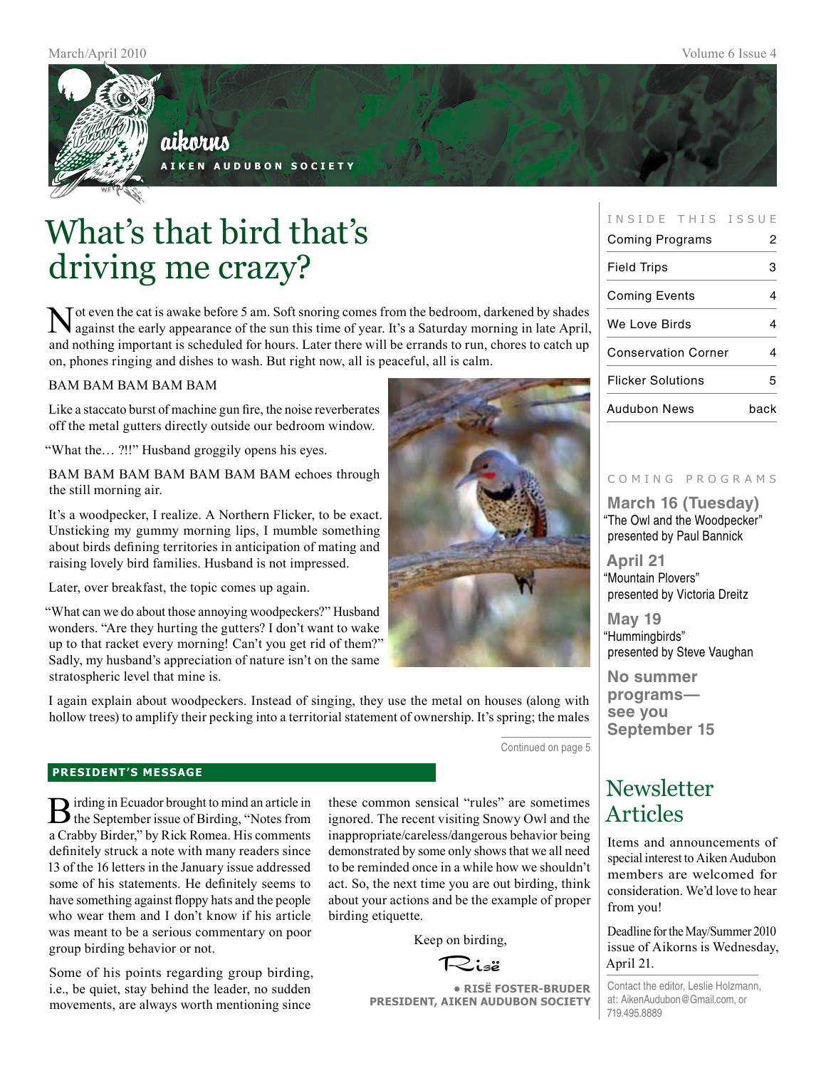# aikorns

AIKEN AUDUBON SOCIETY

# What's that bird that's driving me crazy?

Not even the cat is awake before 5 am. Soft snoring comes from the bedroom, darkened by shades against the early appearance of the sun this time of year. It's a Saturday morning in late April, and nothing important is scheduled for hours. Later there will be errands to run, chores to catch up on, phones ringing and dishes to wash. But right now, all is peaceful, all is calm.

BAM BAM BAM BAM BAM

Like a staccato burst of machine gun fire, the noise reverberates off the metal gutters directly outside our bedroom window.

"What the… ?!!" Husband groggily opens his eyes.

BAM BAM BAM BAM BAM BAM BAM echoes through the still morning air.

It's a woodpecker, I realize. A Northern Flicker, to be exact. Unsticking my gummy morning lips, I mumble something about birds defining territories in anticipation of mating and raising lovely bird families. Husband is not impressed.

Later, over breakfast, the topic comes up again.

"What can we do about those annoying woodpeckers?" Husband wonders. "Are they hurting the gutters? I don't want to wake up to that racket every morning! Can't you get rid of them?" Sadly, my husband's appreciation of nature isn't on the same stratospheric level that mine is.

I again explain about woodpeckers. Instead of singing, they use the metal on houses (along with hollow trees) to amplify their pecking into a territorial statement of ownership. It's spring; the males

Continued on page 5

## PRESIDENT'S MESSAGE

Birding in Ecuador brought to mind an article in the September issue of Birding, "Notes from a Crabby Birder," by Rick Romea. His comments definitely struck a note with many readers since 13 of the 16 letters in the January issue addressed some of his statements. He definitely seems to have something against floppy hats and the people who wear them and I don't know if his article was meant to be a serious commentary on poor group birding behavior or not.

Some of his points regarding group birding, i.e., be quiet, stay behind the leader, no sudden movements, are always worth mentioning since these common sensical "rules" are sometimes ignored. The recent visiting Snowy Owl and the inappropriate/careless/dangerous behavior being demonstrated by some only shows that we all need to be reminded once in a while how we shouldn't act. So, the next time you are out birding, think about your actions and be the example of proper birding etiquette.

Keep on birding,

Risë

**• RISË FOSTER-BRUDER**
**PRESIDENT, AIKEN AUDUBON SOCIETY**

## INSIDE THIS ISSUE

| Section | Page |
|---|---|
| Coming Programs | 2 |
| Field Trips | 3 |
| Coming Events | 4 |
| We Love Birds | 4 |
| Conservation Corner | 4 |
| Flicker Solutions | 5 |
| Audubon News | back |

## COMING PROGRAMS

**March 16 (Tuesday)**
"The Owl and the Woodpecker" presented by Paul Bannick

**April 21**
"Mountain Plovers" presented by Victoria Dreitz

**May 19**
"Hummingbirds" presented by Steve Vaughan

**No summer programs— see you September 15**

## Newsletter Articles

Items and announcements of special interest to Aiken Audubon members are welcomed for consideration. We'd love to hear from you!

Deadline for the May/Summer 2010 issue of Aikorns is Wednesday, April 21.

Contact the editor, Leslie Holzmann, at: AikenAudubon@Gmail.com, or 719.495.8889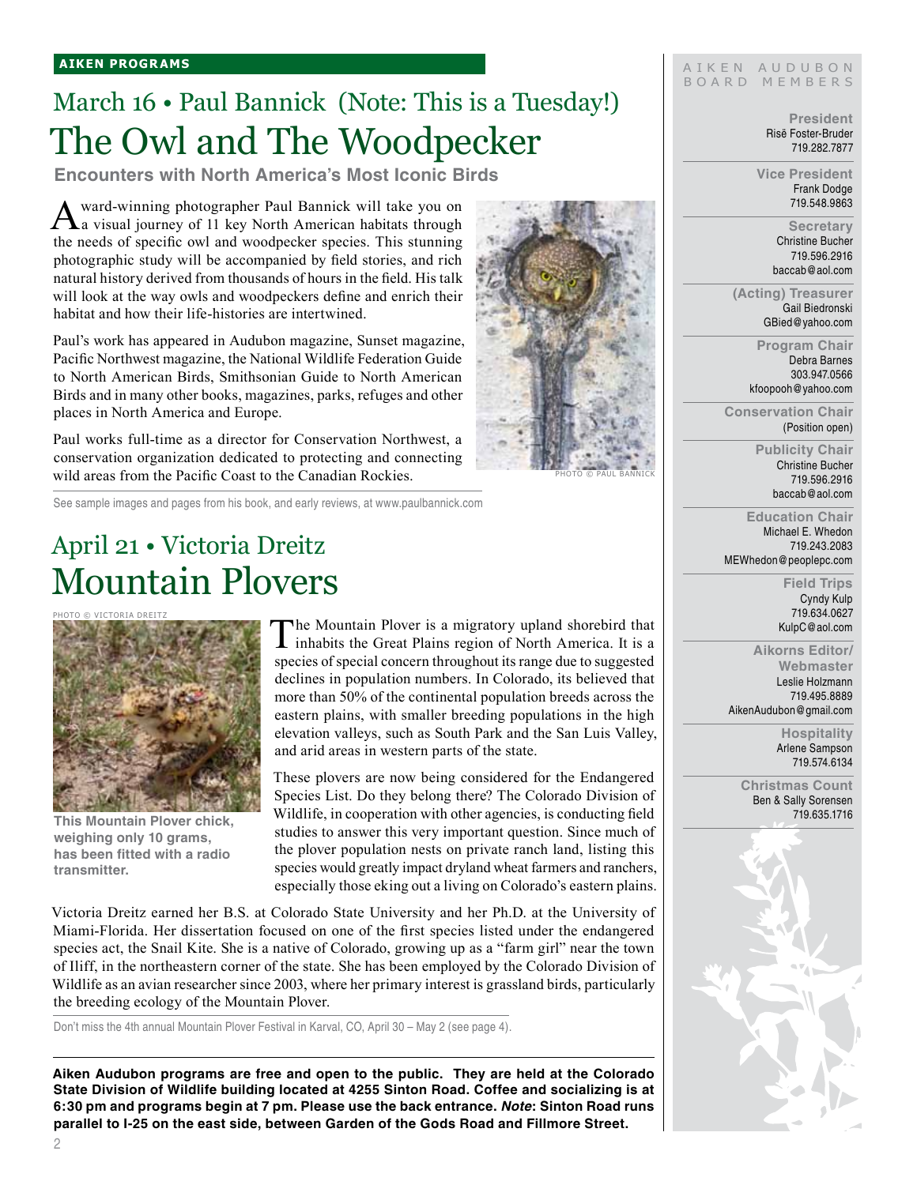**AIKEN PROGRAMS**

## March 16 • Paul Bannick (Note: This is a Tuesday!)

# The Owl and The Woodpecker

### Encounters with North America's Most Iconic Birds

Award-winning photographer Paul Bannick will take you on a visual journey of 11 key North American habitats through the needs of specific owl and woodpecker species. This stunning photographic study will be accompanied by field stories, and rich natural history derived from thousands of hours in the field. His talk will look at the way owls and woodpeckers define and enrich their habitat and how their life-histories are intertwined.

Paul's work has appeared in Audubon magazine, Sunset magazine, Pacific Northwest magazine, the National Wildlife Federation Guide to North American Birds, Smithsonian Guide to North American Birds and in many other books, magazines, parks, refuges and other places in North America and Europe.

Paul works full-time as a director for Conservation Northwest, a conservation organization dedicated to protecting and connecting wild areas from the Pacific Coast to the Canadian Rockies.

PHOTO © PAUL BANNICK

See sample images and pages from his book, and early reviews, at www.paulbannick.com

## April 21 • Victoria Dreitz

# Mountain Plovers

PHOTO © VICTORIA DREITZ

**This Mountain Plover chick, weighing only 10 grams, has been fitted with a radio transmitter.**

The Mountain Plover is a migratory upland shorebird that inhabits the Great Plains region of North America. It is a species of special concern throughout its range due to suggested declines in population numbers. In Colorado, its believed that more than 50% of the continental population breeds across the eastern plains, with smaller breeding populations in the high elevation valleys, such as South Park and the San Luis Valley, and arid areas in western parts of the state.

These plovers are now being considered for the Endangered Species List. Do they belong there? The Colorado Division of Wildlife, in cooperation with other agencies, is conducting field studies to answer this very important question. Since much of the plover population nests on private ranch land, listing this species would greatly impact dryland wheat farmers and ranchers, especially those eking out a living on Colorado's eastern plains.

Victoria Dreitz earned her B.S. at Colorado State University and her Ph.D. at the University of Miami-Florida. Her dissertation focused on one of the first species listed under the endangered species act, the Snail Kite. She is a native of Colorado, growing up as a "farm girl" near the town of Iliff, in the northeastern corner of the state. She has been employed by the Colorado Division of Wildlife as an avian researcher since 2003, where her primary interest is grassland birds, particularly the breeding ecology of the Mountain Plover.

Don't miss the 4th annual Mountain Plover Festival in Karval, CO, April 30 – May 2 (see page 4).

**Aiken Audubon programs are free and open to the public. They are held at the Colorado State Division of Wildlife building located at 4255 Sinton Road. Coffee and socializing is at 6:30 pm and programs begin at 7 pm. Please use the back entrance. *Note*: Sinton Road runs parallel to I-25 on the east side, between Garden of the Gods Road and Fillmore Street.**

---

AIKEN AUDUBON BOARD MEMBERS

**President**
Risë Foster-Bruder
719.282.7877

**Vice President**
Frank Dodge
719.548.9863

**Secretary**
Christine Bucher
719.596.2916
baccab@aol.com

**(Acting) Treasurer**
Gail Biedronski
GBied@yahoo.com

**Program Chair**
Debra Barnes
303.947.0566
kfoopooh@yahoo.com

**Conservation Chair**
(Position open)

**Publicity Chair**
Christine Bucher
719.596.2916
baccab@aol.com

**Education Chair**
Michael E. Whedon
719.243.2083
MEWhedon@peoplepc.com

**Field Trips**
Cyndy Kulp
719.634.0627
KulpC@aol.com

**Aikorns Editor/ Webmaster**
Leslie Holzmann
719.495.8889
AikenAudubon@gmail.com

**Hospitality**
Arlene Sampson
719.574.6134

**Christmas Count**
Ben & Sally Sorensen
719.635.1716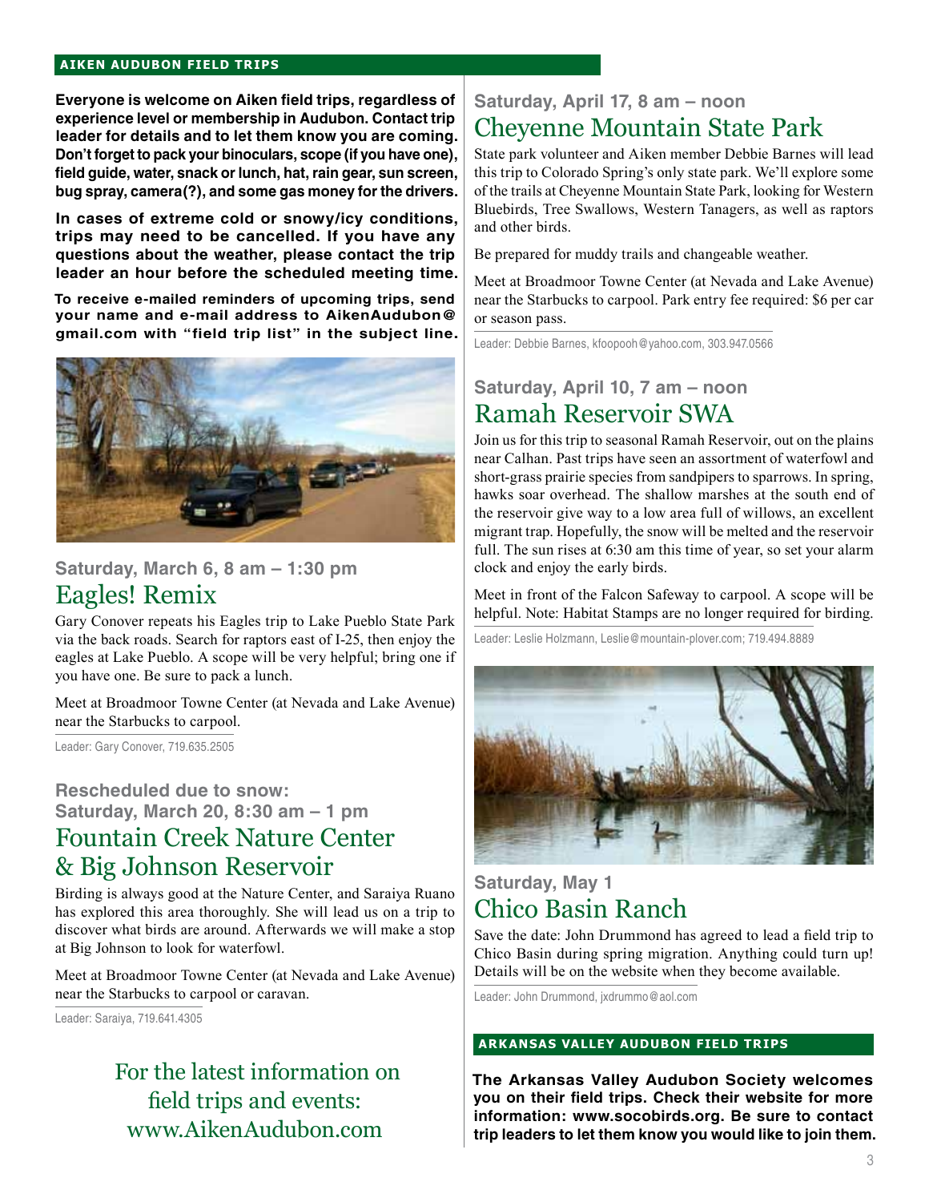## AIKEN AUDUBON FIELD TRIPS

**Everyone is welcome on Aiken field trips, regardless of experience level or membership in Audubon. Contact trip leader for details and to let them know you are coming. Don't forget to pack your binoculars, scope (if you have one), field guide, water, snack or lunch, hat, rain gear, sun screen, bug spray, camera(?), and some gas money for the drivers.**

**In cases of extreme cold or snowy/icy conditions, trips may need to be cancelled. If you have any questions about the weather, please contact the trip leader an hour before the scheduled meeting time.**

**To receive e-mailed reminders of upcoming trips, send your name and e-mail address to AikenAudubon@gmail.com with "field trip list" in the subject line.**

**Saturday, March 6, 8 am – 1:30 pm**

### Eagles! Remix

Gary Conover repeats his Eagles trip to Lake Pueblo State Park via the back roads. Search for raptors east of I-25, then enjoy the eagles at Lake Pueblo. A scope will be very helpful; bring one if you have one. Be sure to pack a lunch.

Meet at Broadmoor Towne Center (at Nevada and Lake Avenue) near the Starbucks to carpool.

Leader: Gary Conover, 719.635.2505

**Rescheduled due to snow:**
**Saturday, March 20, 8:30 am – 1 pm**

### Fountain Creek Nature Center & Big Johnson Reservoir

Birding is always good at the Nature Center, and Saraiya Ruano has explored this area thoroughly. She will lead us on a trip to discover what birds are around. Afterwards we will make a stop at Big Johnson to look for waterfowl.

Meet at Broadmoor Towne Center (at Nevada and Lake Avenue) near the Starbucks to carpool or caravan.

Leader: Saraiya, 719.641.4305

For the latest information on field trips and events: www.AikenAudubon.com

**Saturday, April 17, 8 am – noon**

### Cheyenne Mountain State Park

State park volunteer and Aiken member Debbie Barnes will lead this trip to Colorado Spring's only state park. We'll explore some of the trails at Cheyenne Mountain State Park, looking for Western Bluebirds, Tree Swallows, Western Tanagers, as well as raptors and other birds.

Be prepared for muddy trails and changeable weather.

Meet at Broadmoor Towne Center (at Nevada and Lake Avenue) near the Starbucks to carpool. Park entry fee required: $6 per car or season pass.

Leader: Debbie Barnes, kfoopooh@yahoo.com, 303.947.0566

**Saturday, April 10, 7 am – noon**

### Ramah Reservoir SWA

Join us for this trip to seasonal Ramah Reservoir, out on the plains near Calhan. Past trips have seen an assortment of waterfowl and short-grass prairie species from sandpipers to sparrows. In spring, hawks soar overhead. The shallow marshes at the south end of the reservoir give way to a low area full of willows, an excellent migrant trap. Hopefully, the snow will be melted and the reservoir full. The sun rises at 6:30 am this time of year, so set your alarm clock and enjoy the early birds.

Meet in front of the Falcon Safeway to carpool. A scope will be helpful. Note: Habitat Stamps are no longer required for birding.

Leader: Leslie Holzmann, Leslie@mountain-plover.com; 719.494.8889

**Saturday, May 1**

### Chico Basin Ranch

Save the date: John Drummond has agreed to lead a field trip to Chico Basin during spring migration. Anything could turn up! Details will be on the website when they become available.

Leader: John Drummond, jxdrummo@aol.com

## ARKANSAS VALLEY AUDUBON FIELD TRIPS

**The Arkansas Valley Audubon Society welcomes you on their field trips. Check their website for more information: www.socobirds.org. Be sure to contact trip leaders to let them know you would like to join them.**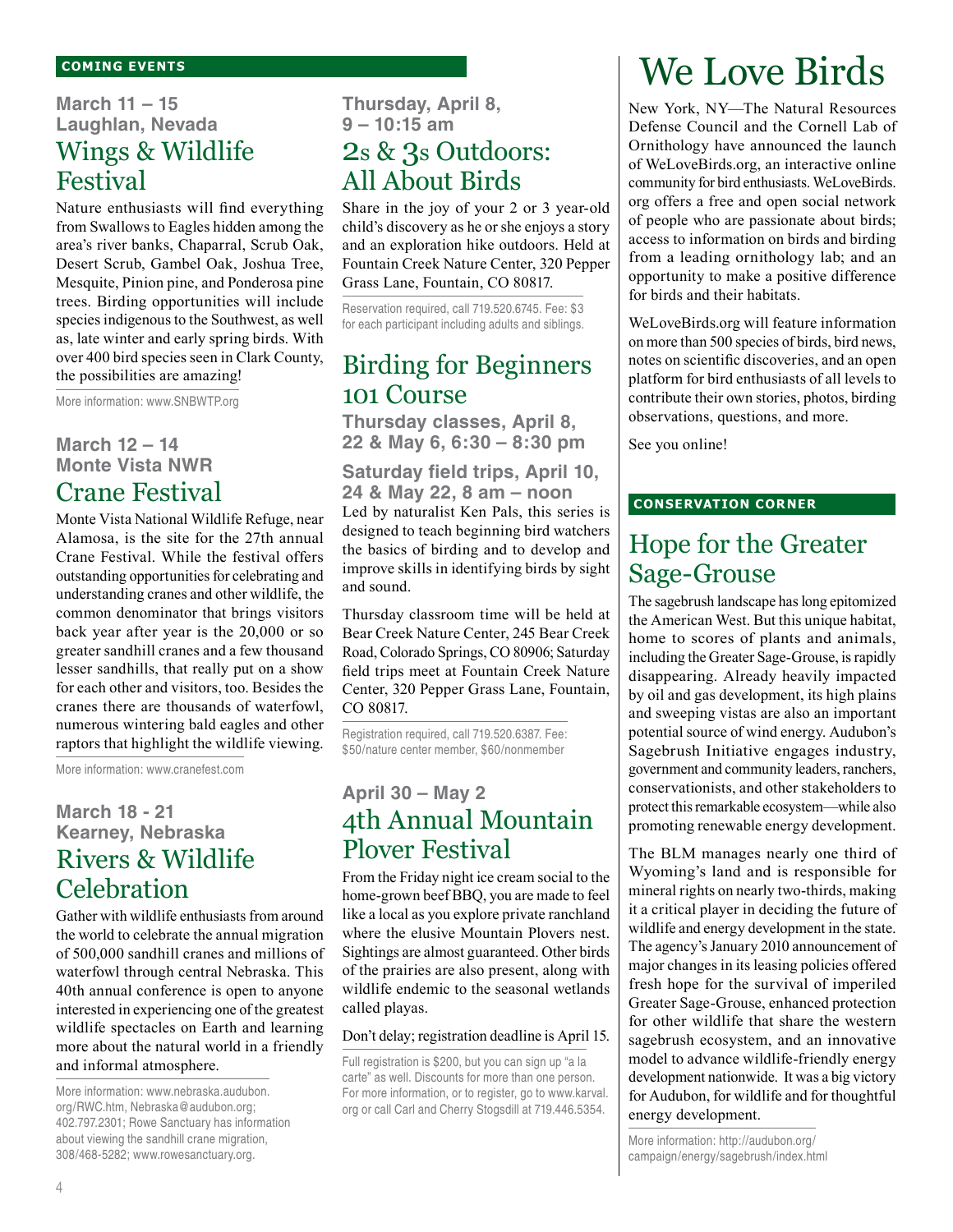## COMING EVENTS

**March 11 – 15**
**Laughlan, Nevada**

### Wings & Wildlife Festival

Nature enthusiasts will find everything from Swallows to Eagles hidden among the area's river banks, Chaparral, Scrub Oak, Desert Scrub, Gambel Oak, Joshua Tree, Mesquite, Pinion pine, and Ponderosa pine trees. Birding opportunities will include species indigenous to the Southwest, as well as, late winter and early spring birds. With over 400 bird species seen in Clark County, the possibilities are amazing!

More information: www.SNBWTP.org

**March 12 – 14**
**Monte Vista NWR**

### Crane Festival

Monte Vista National Wildlife Refuge, near Alamosa, is the site for the 27th annual Crane Festival. While the festival offers outstanding opportunities for celebrating and understanding cranes and other wildlife, the common denominator that brings visitors back year after year is the 20,000 or so greater sandhill cranes and a few thousand lesser sandhills, that really put on a show for each other and visitors, too. Besides the cranes there are thousands of waterfowl, numerous wintering bald eagles and other raptors that highlight the wildlife viewing.

More information: www.cranefest.com

**March 18 - 21**
**Kearney, Nebraska**

### Rivers & Wildlife Celebration

Gather with wildlife enthusiasts from around the world to celebrate the annual migration of 500,000 sandhill cranes and millions of waterfowl through central Nebraska. This 40th annual conference is open to anyone interested in experiencing one of the greatest wildlife spectacles on Earth and learning more about the natural world in a friendly and informal atmosphere.

More information: www.nebraska.audubon.org/RWC.htm, Nebraska@audubon.org; 402.797.2301; Rowe Sanctuary has information about viewing the sandhill crane migration, 308/468-5282; www.rowesanctuary.org.

**Thursday, April 8,**
**9 – 10:15 am**

### 2s & 3s Outdoors: All About Birds

Share in the joy of your 2 or 3 year-old child's discovery as he or she enjoys a story and an exploration hike outdoors. Held at Fountain Creek Nature Center, 320 Pepper Grass Lane, Fountain, CO 80817.

Reservation required, call 719.520.6745. Fee: $3 for each participant including adults and siblings.

### Birding for Beginners 101 Course

**Thursday classes, April 8, 22 & May 6, 6:30 – 8:30 pm**

**Saturday field trips, April 10, 24 & May 22, 8 am – noon**

Led by naturalist Ken Pals, this series is designed to teach beginning bird watchers the basics of birding and to develop and improve skills in identifying birds by sight and sound.

Thursday classroom time will be held at Bear Creek Nature Center, 245 Bear Creek Road, Colorado Springs, CO 80906; Saturday field trips meet at Fountain Creek Nature Center, 320 Pepper Grass Lane, Fountain, CO 80817.

Registration required, call 719.520.6387. Fee: $50/nature center member, $60/nonmember

**April 30 – May 2**

### 4th Annual Mountain Plover Festival

From the Friday night ice cream social to the home-grown beef BBQ, you are made to feel like a local as you explore private ranchland where the elusive Mountain Plovers nest. Sightings are almost guaranteed. Other birds of the prairies are also present, along with wildlife endemic to the seasonal wetlands called playas.

Don't delay; registration deadline is April 15.

Full registration is $200, but you can sign up "a la carte" as well. Discounts for more than one person. For more information, or to register, go to www.karval.org or call Carl and Cherry Stogsdill at 719.446.5354.

# We Love Birds

New York, NY—The Natural Resources Defense Council and the Cornell Lab of Ornithology have announced the launch of WeLoveBirds.org, an interactive online community for bird enthusiasts. WeLoveBirds.org offers a free and open social network of people who are passionate about birds; access to information on birds and birding from a leading ornithology lab; and an opportunity to make a positive difference for birds and their habitats.

WeLoveBirds.org will feature information on more than 500 species of birds, bird news, notes on scientific discoveries, and an open platform for bird enthusiasts of all levels to contribute their own stories, photos, birding observations, questions, and more.

See you online!

## CONSERVATION CORNER

### Hope for the Greater Sage-Grouse

The sagebrush landscape has long epitomized the American West. But this unique habitat, home to scores of plants and animals, including the Greater Sage-Grouse, is rapidly disappearing. Already heavily impacted by oil and gas development, its high plains and sweeping vistas are also an important potential source of wind energy. Audubon's Sagebrush Initiative engages industry, government and community leaders, ranchers, conservationists, and other stakeholders to protect this remarkable ecosystem—while also promoting renewable energy development.

The BLM manages nearly one third of Wyoming's land and is responsible for mineral rights on nearly two-thirds, making it a critical player in deciding the future of wildlife and energy development in the state. The agency's January 2010 announcement of major changes in its leasing policies offered fresh hope for the survival of imperiled Greater Sage-Grouse, enhanced protection for other wildlife that share the western sagebrush ecosystem, and an innovative model to advance wildlife-friendly energy development nationwide. It was a big victory for Audubon, for wildlife and for thoughtful energy development.

More information: http://audubon.org/campaign/energy/sagebrush/index.html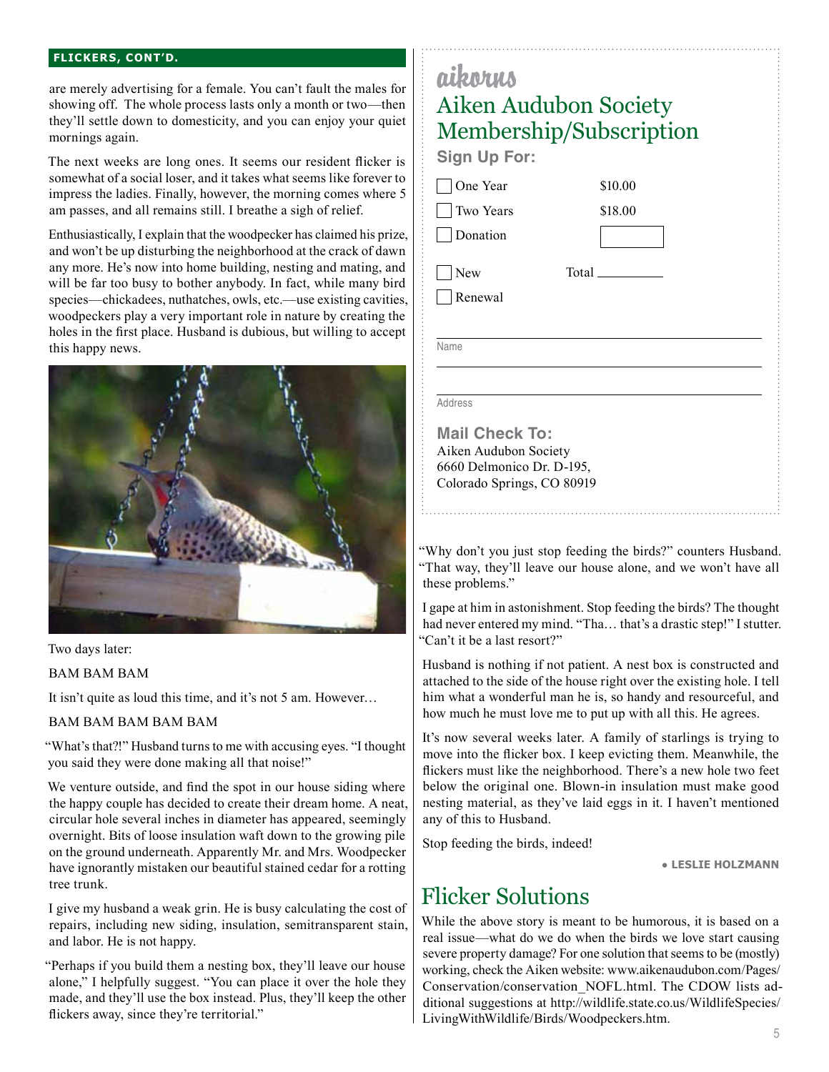**FLICKERS, CONT'D.**

are merely advertising for a female. You can't fault the males for showing off. The whole process lasts only a month or two—then they'll settle down to domesticity, and you can enjoy your quiet mornings again.

The next weeks are long ones. It seems our resident flicker is somewhat of a social loser, and it takes what seems like forever to impress the ladies. Finally, however, the morning comes where 5 am passes, and all remains still. I breathe a sigh of relief.

Enthusiastically, I explain that the woodpecker has claimed his prize, and won't be up disturbing the neighborhood at the crack of dawn any more. He's now into home building, nesting and mating, and will be far too busy to bother anybody. In fact, while many bird species—chickadees, nuthatches, owls, etc.—use existing cavities, woodpeckers play a very important role in nature by creating the holes in the first place. Husband is dubious, but willing to accept this happy news.

Two days later:

BAM BAM BAM

It isn't quite as loud this time, and it's not 5 am. However…

BAM BAM BAM BAM BAM

"What's that?!" Husband turns to me with accusing eyes. "I thought you said they were done making all that noise!"

We venture outside, and find the spot in our house siding where the happy couple has decided to create their dream home. A neat, circular hole several inches in diameter has appeared, seemingly overnight. Bits of loose insulation waft down to the growing pile on the ground underneath. Apparently Mr. and Mrs. Woodpecker have ignorantly mistaken our beautiful stained cedar for a rotting tree trunk.

I give my husband a weak grin. He is busy calculating the cost of repairs, including new siding, insulation, semitransparent stain, and labor. He is not happy.

"Perhaps if you build them a nesting box, they'll leave our house alone," I helpfully suggest. "You can place it over the hole they made, and they'll use the box instead. Plus, they'll keep the other flickers away, since they're territorial."

"Why don't you just stop feeding the birds?" counters Husband. "That way, they'll leave our house alone, and we won't have all these problems."

I gape at him in astonishment. Stop feeding the birds? The thought had never entered my mind. "Tha… that's a drastic step!" I stutter. "Can't it be a last resort?"

Husband is nothing if not patient. A nest box is constructed and attached to the side of the house right over the existing hole. I tell him what a wonderful man he is, so handy and resourceful, and how much he must love me to put up with all this. He agrees.

It's now several weeks later. A family of starlings is trying to move into the flicker box. I keep evicting them. Meanwhile, the flickers must like the neighborhood. There's a new hole two feet below the original one. Blown-in insulation must make good nesting material, as they've laid eggs in it. I haven't mentioned any of this to Husband.

Stop feeding the birds, indeed!

• **LESLIE HOLZMANN**

## Flicker Solutions

While the above story is meant to be humorous, it is based on a real issue—what do we do when the birds we love start causing severe property damage? For one solution that seems to be (mostly) working, check the Aiken website: www.aikenaudubon.com/Pages/Conservation/conservation_NOFL.html. The CDOW lists additional suggestions at http://wildlife.state.co.us/WildlifeSpecies/LivingWithWildlife/Birds/Woodpeckers.htm.

---

*aikorns*

## Aiken Audubon Society Membership/Subscription

**Sign Up For:**

- ☐ One Year $10.00
- ☐ Two Years $18.00
- ☐ Donation ______

- ☐ New Total ______
- ☐ Renewal

Name ______________________

Address ______________________

**Mail Check To:**
Aiken Audubon Society
6660 Delmonico Dr. D-195,
Colorado Springs, CO 80919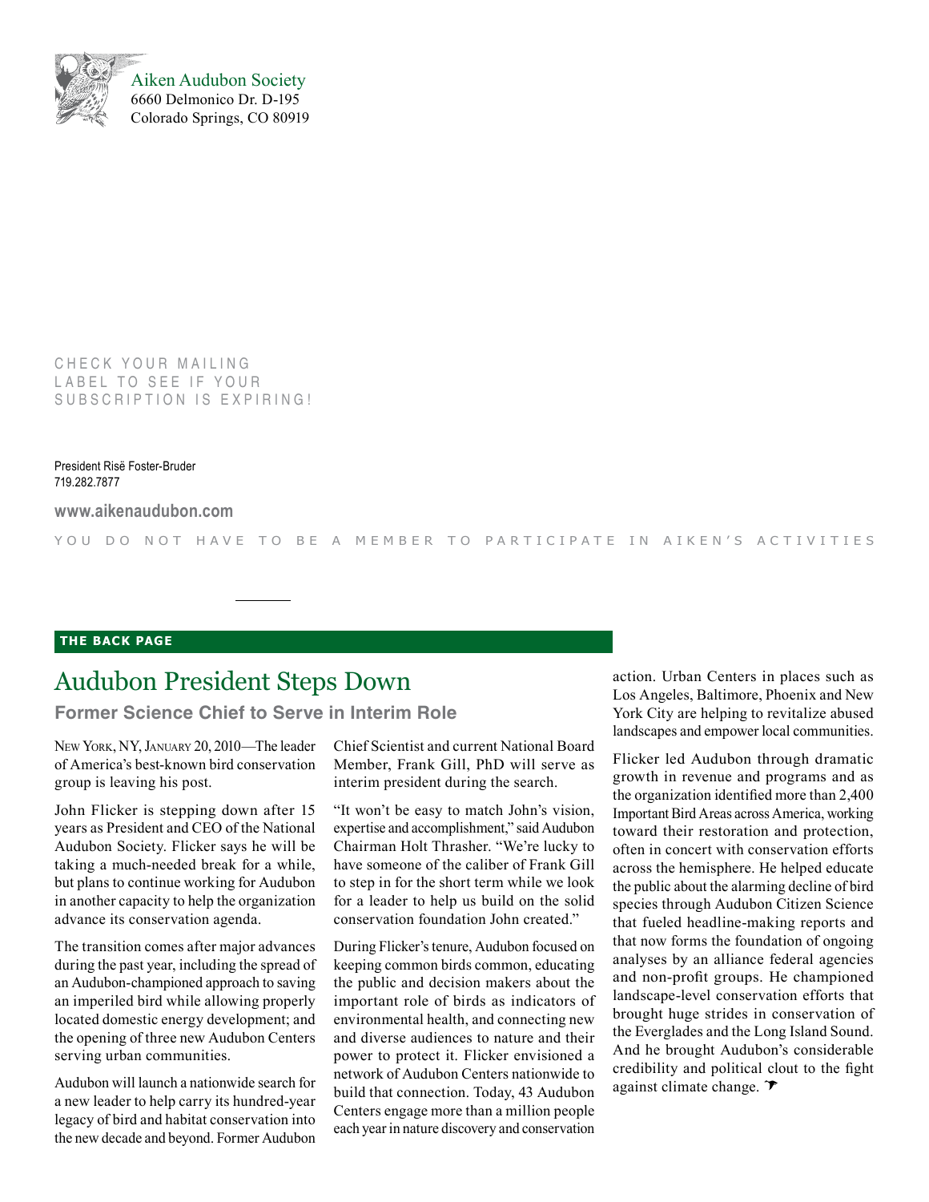Aiken Audubon Society
6660 Delmonico Dr. D-195
Colorado Springs, CO 80919

CHECK YOUR MAILING LABEL TO SEE IF YOUR SUBSCRIPTION IS EXPIRING!

President Risë Foster-Bruder
719.282.7877

**www.aikenaudubon.com**

YOU DO NOT HAVE TO BE A MEMBER TO PARTICIPATE IN AIKEN'S ACTIVITIES

**THE BACK PAGE**

# Audubon President Steps Down

## Former Science Chief to Serve in Interim Role

New York, NY, January 20, 2010—The leader of America's best-known bird conservation group is leaving his post.

John Flicker is stepping down after 15 years as President and CEO of the National Audubon Society. Flicker says he will be taking a much-needed break for a while, but plans to continue working for Audubon in another capacity to help the organization advance its conservation agenda.

The transition comes after major advances during the past year, including the spread of an Audubon-championed approach to saving an imperiled bird while allowing properly located domestic energy development; and the opening of three new Audubon Centers serving urban communities.

Audubon will launch a nationwide search for a new leader to help carry its hundred-year legacy of bird and habitat conservation into the new decade and beyond. Former Audubon Chief Scientist and current National Board Member, Frank Gill, PhD will serve as interim president during the search.

"It won't be easy to match John's vision, expertise and accomplishment," said Audubon Chairman Holt Thrasher. "We're lucky to have someone of the caliber of Frank Gill to step in for the short term while we look for a leader to help us build on the solid conservation foundation John created."

During Flicker's tenure, Audubon focused on keeping common birds common, educating the public and decision makers about the important role of birds as indicators of environmental health, and connecting new and diverse audiences to nature and their power to protect it. Flicker envisioned a network of Audubon Centers nationwide to build that connection. Today, 43 Audubon Centers engage more than a million people each year in nature discovery and conservation action. Urban Centers in places such as Los Angeles, Baltimore, Phoenix and New York City are helping to revitalize abused landscapes and empower local communities.

Flicker led Audubon through dramatic growth in revenue and programs and as the organization identified more than 2,400 Important Bird Areas across America, working toward their restoration and protection, often in concert with conservation efforts across the hemisphere. He helped educate the public about the alarming decline of bird species through Audubon Citizen Science that fueled headline-making reports and that now forms the foundation of ongoing analyses by an alliance federal agencies and non-profit groups. He championed landscape-level conservation efforts that brought huge strides in conservation of the Everglades and the Long Island Sound. And he brought Audubon's considerable credibility and political clout to the fight against climate change.